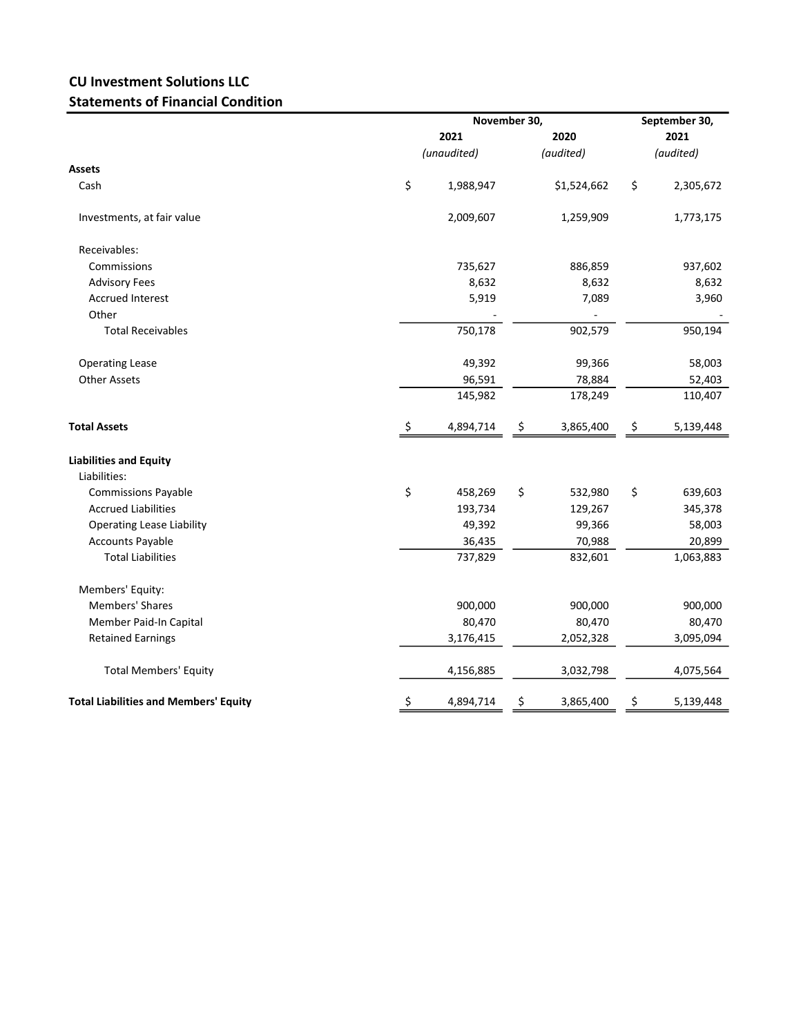**CU Investment Solutions LLC**

**Statements of Financial Condition**

| | November 30, 2021 *(unaudited)* | November 30, 2020 *(audited)* | September 30, 2021 *(audited)* |
|---|---|---|---|
| **Assets** | | | |
| Cash | $ 1,988,947 | $1,524,662 | $ 2,305,672 |
| Investments, at fair value | 2,009,607 | 1,259,909 | 1,773,175 |
| Receivables: | | | |
| Commissions | 735,627 | 886,859 | 937,602 |
| Advisory Fees | 8,632 | 8,632 | 8,632 |
| Accrued Interest | 5,919 | 7,089 | 3,960 |
| Other | - | - | - |
| Total Receivables | 750,178 | 902,579 | 950,194 |
| Operating Lease | 49,392 | 99,366 | 58,003 |
| Other Assets | 96,591 | 78,884 | 52,403 |
| | 145,982 | 178,249 | 110,407 |
| **Total Assets** | $ 4,894,714 | $ 3,865,400 | $ 5,139,448 |
| **Liabilities and Equity** | | | |
| Liabilities: | | | |
| Commissions Payable | $ 458,269 | $ 532,980 | $ 639,603 |
| Accrued Liabilities | 193,734 | 129,267 | 345,378 |
| Operating Lease Liability | 49,392 | 99,366 | 58,003 |
| Accounts Payable | 36,435 | 70,988 | 20,899 |
| Total Liabilities | 737,829 | 832,601 | 1,063,883 |
| Members' Equity: | | | |
| Members' Shares | 900,000 | 900,000 | 900,000 |
| Member Paid-In Capital | 80,470 | 80,470 | 80,470 |
| Retained Earnings | 3,176,415 | 2,052,328 | 3,095,094 |
| Total Members' Equity | 4,156,885 | 3,032,798 | 4,075,564 |
| **Total Liabilities and Members' Equity** | $ 4,894,714 | $ 3,865,400 | $ 5,139,448 |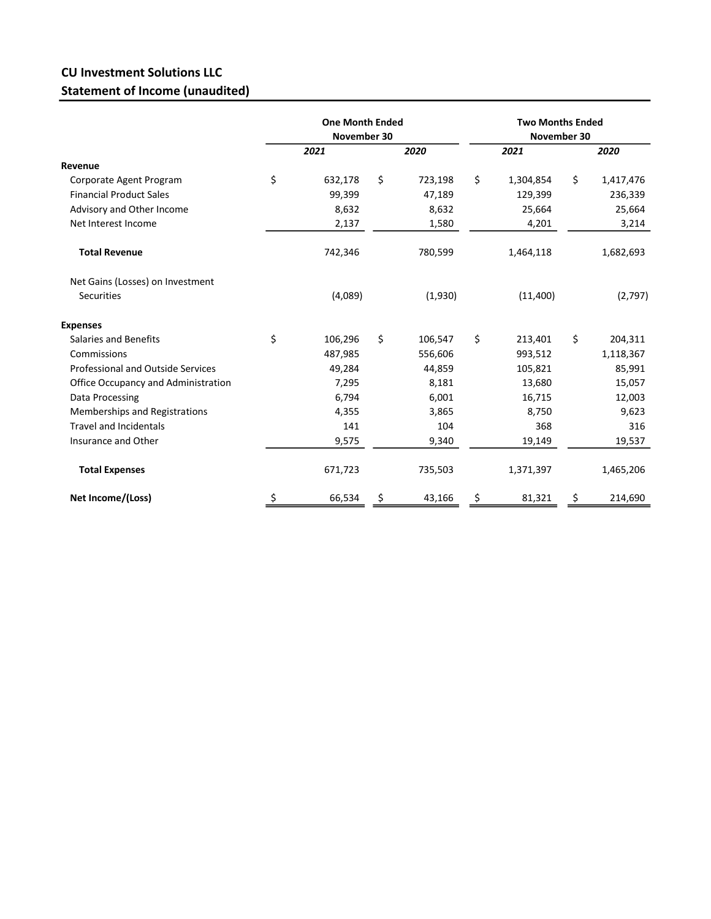**CU Investment Solutions LLC**

**Statement of Income (unaudited)**

| | One Month Ended November 30 | | Two Months Ended November 30 | |
|---|---|---|---|---|
| | *2021* | *2020* | *2021* | *2020* |
| **Revenue** | | | | |
| Corporate Agent Program | $ 632,178 | $ 723,198 | $ 1,304,854 | $ 1,417,476 |
| Financial Product Sales | 99,399 | 47,189 | 129,399 | 236,339 |
| Advisory and Other Income | 8,632 | 8,632 | 25,664 | 25,664 |
| Net Interest Income | 2,137 | 1,580 | 4,201 | 3,214 |
| **Total Revenue** | 742,346 | 780,599 | 1,464,118 | 1,682,693 |
| Net Gains (Losses) on Investment Securities | (4,089) | (1,930) | (11,400) | (2,797) |
| **Expenses** | | | | |
| Salaries and Benefits | $ 106,296 | $ 106,547 | $ 213,401 | $ 204,311 |
| Commissions | 487,985 | 556,606 | 993,512 | 1,118,367 |
| Professional and Outside Services | 49,284 | 44,859 | 105,821 | 85,991 |
| Office Occupancy and Administration | 7,295 | 8,181 | 13,680 | 15,057 |
| Data Processing | 6,794 | 6,001 | 16,715 | 12,003 |
| Memberships and Registrations | 4,355 | 3,865 | 8,750 | 9,623 |
| Travel and Incidentals | 141 | 104 | 368 | 316 |
| Insurance and Other | 9,575 | 9,340 | 19,149 | 19,537 |
| **Total Expenses** | 671,723 | 735,503 | 1,371,397 | 1,465,206 |
| **Net Income/(Loss)** | $ 66,534 | $ 43,166 | $ 81,321 | $ 214,690 |